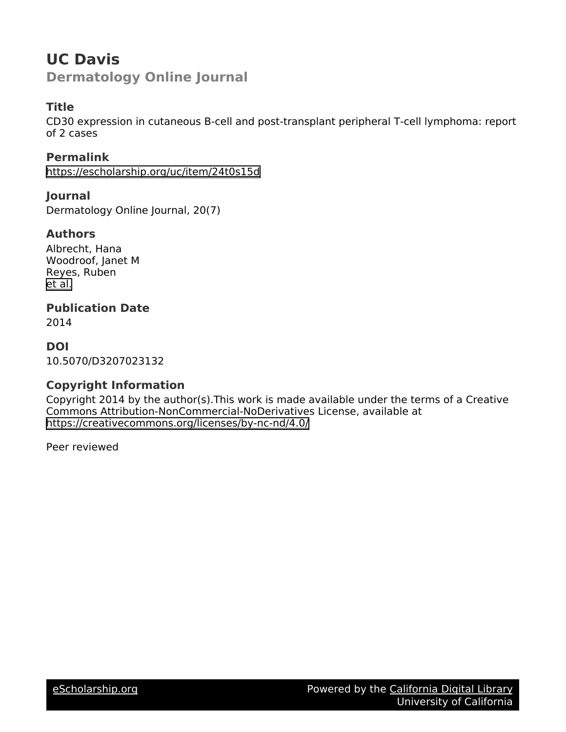# UC Davis

## Dermatology Online Journal

### Title

CD30 expression in cutaneous B-cell and post-transplant peripheral T-cell lymphoma: report of 2 cases

### Permalink

https://escholarship.org/uc/item/24t0s15d

### Journal

Dermatology Online Journal, 20(7)

### Authors

Albrecht, Hana
Woodroof, Janet M
Reyes, Ruben
et al.

### Publication Date

2014

### DOI

10.5070/D3207023132

### Copyright Information

Copyright 2014 by the author(s).This work is made available under the terms of a Creative Commons Attribution-NonCommercial-NoDerivatives License, available at https://creativecommons.org/licenses/by-nc-nd/4.0/

Peer reviewed

eScholarship.org    Powered by the California Digital Library
University of California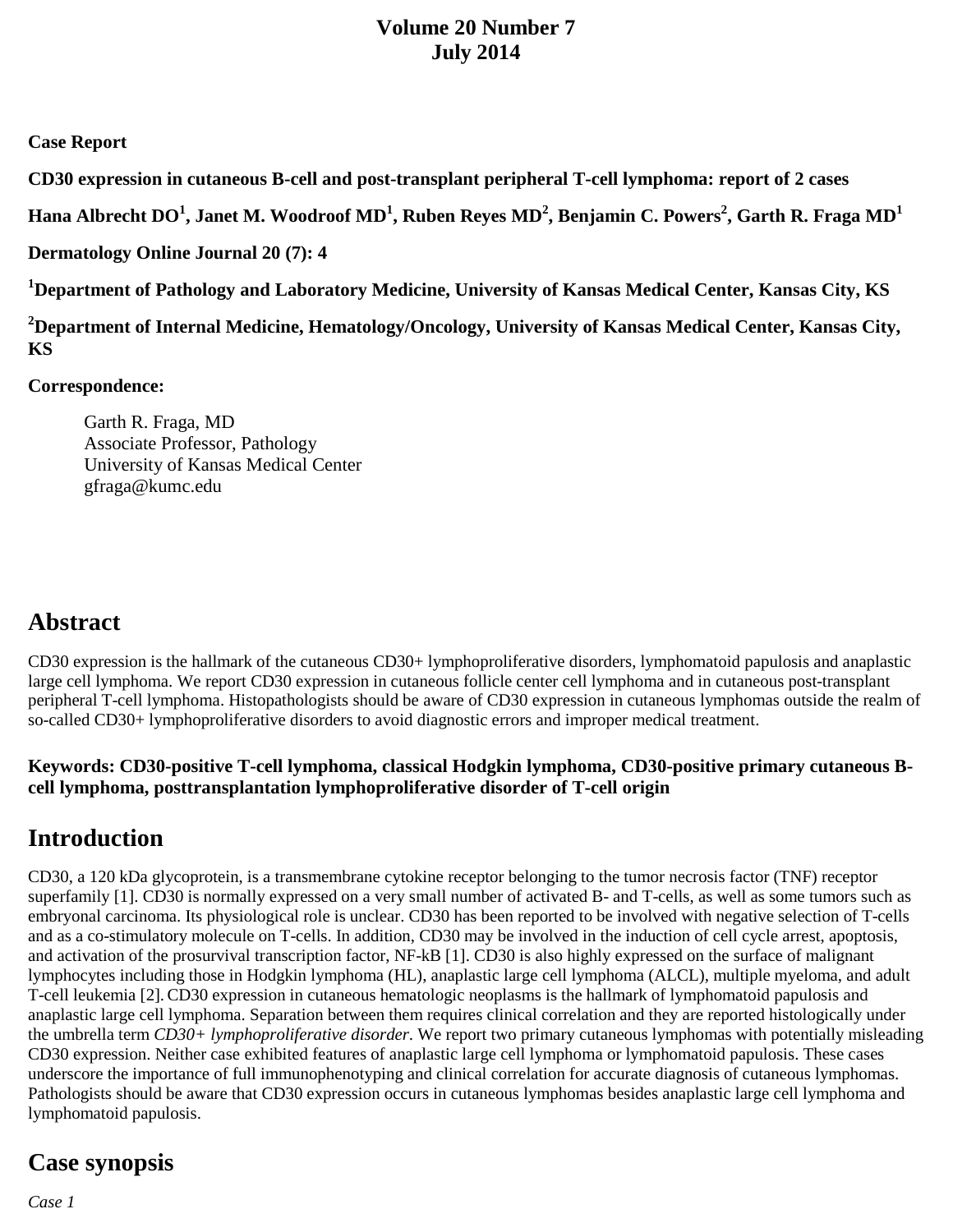**Volume 20 Number 7**
**July 2014**

**Case Report**

**CD30 expression in cutaneous B-cell and post-transplant peripheral T-cell lymphoma: report of 2 cases**

**Hana Albrecht DO[1], Janet M. Woodroof MD[1], Ruben Reyes MD[2], Benjamin C. Powers[2], Garth R. Fraga MD[1]**

**Dermatology Online Journal 20 (7): 4**

**[1]Department of Pathology and Laboratory Medicine, University of Kansas Medical Center, Kansas City, KS**

**[2]Department of Internal Medicine, Hematology/Oncology, University of Kansas Medical Center, Kansas City, KS**

**Correspondence:**

Garth R. Fraga, MD
Associate Professor, Pathology
University of Kansas Medical Center
gfraga@kumc.edu

## Abstract

CD30 expression is the hallmark of the cutaneous CD30+ lymphoproliferative disorders, lymphomatoid papulosis and anaplastic large cell lymphoma. We report CD30 expression in cutaneous follicle center cell lymphoma and in cutaneous post-transplant peripheral T-cell lymphoma. Histopathologists should be aware of CD30 expression in cutaneous lymphomas outside the realm of so-called CD30+ lymphoproliferative disorders to avoid diagnostic errors and improper medical treatment.

**Keywords: CD30-positive T-cell lymphoma, classical Hodgkin lymphoma, CD30-positive primary cutaneous B-cell lymphoma, posttransplantation lymphoproliferative disorder of T-cell origin**

## Introduction

CD30, a 120 kDa glycoprotein, is a transmembrane cytokine receptor belonging to the tumor necrosis factor (TNF) receptor superfamily [1]. CD30 is normally expressed on a very small number of activated B- and T-cells, as well as some tumors such as embryonal carcinoma. Its physiological role is unclear. CD30 has been reported to be involved with negative selection of T-cells and as a co-stimulatory molecule on T-cells. In addition, CD30 may be involved in the induction of cell cycle arrest, apoptosis, and activation of the prosurvival transcription factor, NF-kB [1]. CD30 is also highly expressed on the surface of malignant lymphocytes including those in Hodgkin lymphoma (HL), anaplastic large cell lymphoma (ALCL), multiple myeloma, and adult T-cell leukemia [2]. CD30 expression in cutaneous hematologic neoplasms is the hallmark of lymphomatoid papulosis and anaplastic large cell lymphoma. Separation between them requires clinical correlation and they are reported histologically under the umbrella term *CD30+ lymphoproliferative disorder*. We report two primary cutaneous lymphomas with potentially misleading CD30 expression. Neither case exhibited features of anaplastic large cell lymphoma or lymphomatoid papulosis. These cases underscore the importance of full immunophenotyping and clinical correlation for accurate diagnosis of cutaneous lymphomas. Pathologists should be aware that CD30 expression occurs in cutaneous lymphomas besides anaplastic large cell lymphoma and lymphomatoid papulosis.

## Case synopsis

*Case 1*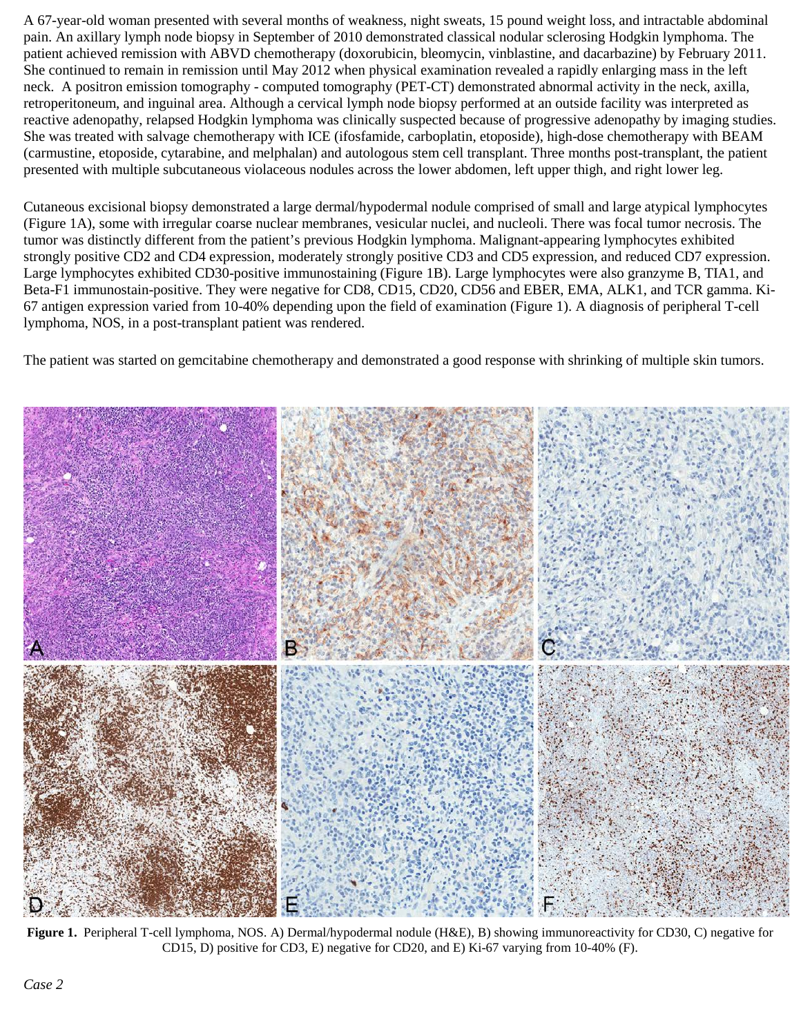A 67-year-old woman presented with several months of weakness, night sweats, 15 pound weight loss, and intractable abdominal pain. An axillary lymph node biopsy in September of 2010 demonstrated classical nodular sclerosing Hodgkin lymphoma. The patient achieved remission with ABVD chemotherapy (doxorubicin, bleomycin, vinblastine, and dacarbazine) by February 2011. She continued to remain in remission until May 2012 when physical examination revealed a rapidly enlarging mass in the left neck. A positron emission tomography - computed tomography (PET-CT) demonstrated abnormal activity in the neck, axilla, retroperitoneum, and inguinal area. Although a cervical lymph node biopsy performed at an outside facility was interpreted as reactive adenopathy, relapsed Hodgkin lymphoma was clinically suspected because of progressive adenopathy by imaging studies. She was treated with salvage chemotherapy with ICE (ifosfamide, carboplatin, etoposide), high-dose chemotherapy with BEAM (carmustine, etoposide, cytarabine, and melphalan) and autologous stem cell transplant. Three months post-transplant, the patient presented with multiple subcutaneous violaceous nodules across the lower abdomen, left upper thigh, and right lower leg.

Cutaneous excisional biopsy demonstrated a large dermal/hypodermal nodule comprised of small and large atypical lymphocytes (Figure 1A), some with irregular coarse nuclear membranes, vesicular nuclei, and nucleoli. There was focal tumor necrosis. The tumor was distinctly different from the patient's previous Hodgkin lymphoma. Malignant-appearing lymphocytes exhibited strongly positive CD2 and CD4 expression, moderately strongly positive CD3 and CD5 expression, and reduced CD7 expression. Large lymphocytes exhibited CD30-positive immunostaining (Figure 1B). Large lymphocytes were also granzyme B, TIA1, and Beta-F1 immunostain-positive. They were negative for CD8, CD15, CD20, CD56 and EBER, EMA, ALK1, and TCR gamma. Ki-67 antigen expression varied from 10-40% depending upon the field of examination (Figure 1). A diagnosis of peripheral T-cell lymphoma, NOS, in a post-transplant patient was rendered.

The patient was started on gemcitabine chemotherapy and demonstrated a good response with shrinking of multiple skin tumors.

**Figure 1.** Peripheral T-cell lymphoma, NOS. A) Dermal/hypodermal nodule (H&E), B) showing immunoreactivity for CD30, C) negative for CD15, D) positive for CD3, E) negative for CD20, and E) Ki-67 varying from 10-40% (F).

*Case 2*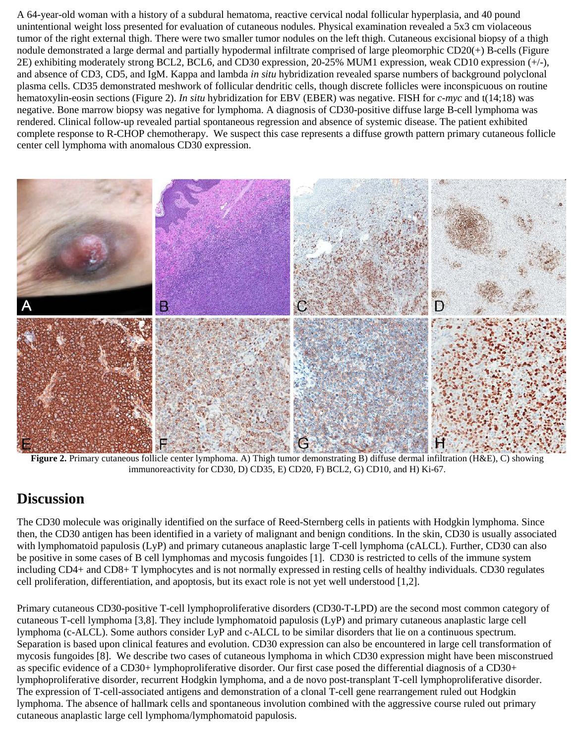A 64-year-old woman with a history of a subdural hematoma, reactive cervical nodal follicular hyperplasia, and 40 pound unintentional weight loss presented for evaluation of cutaneous nodules. Physical examination revealed a 5x3 cm violaceous tumor of the right external thigh. There were two smaller tumor nodules on the left thigh. Cutaneous excisional biopsy of a thigh nodule demonstrated a large dermal and partially hypodermal infiltrate comprised of large pleomorphic CD20(+) B-cells (Figure 2E) exhibiting moderately strong BCL2, BCL6, and CD30 expression, 20-25% MUM1 expression, weak CD10 expression (+/-), and absence of CD3, CD5, and IgM. Kappa and lambda *in situ* hybridization revealed sparse numbers of background polyclonal plasma cells. CD35 demonstrated meshwork of follicular dendritic cells, though discrete follicles were inconspicuous on routine hematoxylin-eosin sections (Figure 2). *In situ* hybridization for EBV (EBER) was negative. FISH for *c-myc* and t(14;18) was negative. Bone marrow biopsy was negative for lymphoma. A diagnosis of CD30-positive diffuse large B-cell lymphoma was rendered. Clinical follow-up revealed partial spontaneous regression and absence of systemic disease. The patient exhibited complete response to R-CHOP chemotherapy. We suspect this case represents a diffuse growth pattern primary cutaneous follicle center cell lymphoma with anomalous CD30 expression.

**Figure 2.** Primary cutaneous follicle center lymphoma. A) Thigh tumor demonstrating B) diffuse dermal infiltration (H&E), C) showing immunoreactivity for CD30, D) CD35, E) CD20, F) BCL2, G) CD10, and H) Ki-67.

## Discussion

The CD30 molecule was originally identified on the surface of Reed-Sternberg cells in patients with Hodgkin lymphoma. Since then, the CD30 antigen has been identified in a variety of malignant and benign conditions. In the skin, CD30 is usually associated with lymphomatoid papulosis (LyP) and primary cutaneous anaplastic large T-cell lymphoma (cALCL). Further, CD30 can also be positive in some cases of B cell lymphomas and mycosis fungoides [1]. CD30 is restricted to cells of the immune system including CD4+ and CD8+ T lymphocytes and is not normally expressed in resting cells of healthy individuals. CD30 regulates cell proliferation, differentiation, and apoptosis, but its exact role is not yet well understood [1,2].

Primary cutaneous CD30-positive T-cell lymphoproliferative disorders (CD30-T-LPD) are the second most common category of cutaneous T-cell lymphoma [3,8]. They include lymphomatoid papulosis (LyP) and primary cutaneous anaplastic large cell lymphoma (c-ALCL). Some authors consider LyP and c-ALCL to be similar disorders that lie on a continuous spectrum. Separation is based upon clinical features and evolution. CD30 expression can also be encountered in large cell transformation of mycosis fungoides [8]. We describe two cases of cutaneous lymphoma in which CD30 expression might have been misconstrued as specific evidence of a CD30+ lymphoproliferative disorder. Our first case posed the differential diagnosis of a CD30+ lymphoproliferative disorder, recurrent Hodgkin lymphoma, and a de novo post-transplant T-cell lymphoproliferative disorder. The expression of T-cell-associated antigens and demonstration of a clonal T-cell gene rearrangement ruled out Hodgkin lymphoma. The absence of hallmark cells and spontaneous involution combined with the aggressive course ruled out primary cutaneous anaplastic large cell lymphoma/lymphomatoid papulosis.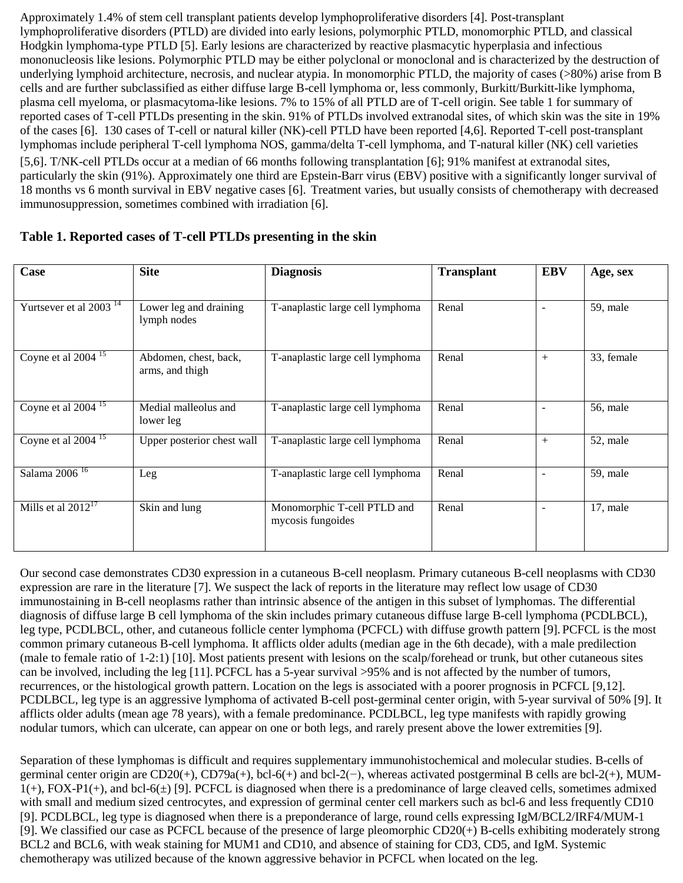Approximately 1.4% of stem cell transplant patients develop lymphoproliferative disorders [4]. Post-transplant lymphoproliferative disorders (PTLD) are divided into early lesions, polymorphic PTLD, monomorphic PTLD, and classical Hodgkin lymphoma-type PTLD [5]. Early lesions are characterized by reactive plasmacytic hyperplasia and infectious mononucleosis like lesions. Polymorphic PTLD may be either polyclonal or monoclonal and is characterized by the destruction of underlying lymphoid architecture, necrosis, and nuclear atypia. In monomorphic PTLD, the majority of cases (>80%) arise from B cells and are further subclassified as either diffuse large B-cell lymphoma or, less commonly, Burkitt/Burkitt-like lymphoma, plasma cell myeloma, or plasmacytoma-like lesions. 7% to 15% of all PTLD are of T-cell origin. See table 1 for summary of reported cases of T-cell PTLDs presenting in the skin. 91% of PTLDs involved extranodal sites, of which skin was the site in 19% of the cases [6]. 130 cases of T-cell or natural killer (NK)-cell PTLD have been reported [4,6]. Reported T-cell post-transplant lymphomas include peripheral T-cell lymphoma NOS, gamma/delta T-cell lymphoma, and T-natural killer (NK) cell varieties [5,6]. T/NK-cell PTLDs occur at a median of 66 months following transplantation [6]; 91% manifest at extranodal sites, particularly the skin (91%). Approximately one third are Epstein-Barr virus (EBV) positive with a significantly longer survival of 18 months vs 6 month survival in EBV negative cases [6]. Treatment varies, but usually consists of chemotherapy with decreased immunosuppression, sometimes combined with irradiation [6].

**Table 1. Reported cases of T-cell PTLDs presenting in the skin**

| Case | Site | Diagnosis | Transplant | EBV | Age, sex |
|---|---|---|---|---|---|
| Yurtsever et al 2003 [14] | Lower leg and draining lymph nodes | T-anaplastic large cell lymphoma | Renal | - | 59, male |
| Coyne et al 2004 [15] | Abdomen, chest, back, arms, and thigh | T-anaplastic large cell lymphoma | Renal | + | 33, female |
| Coyne et al 2004 [15] | Medial malleolus and lower leg | T-anaplastic large cell lymphoma | Renal | - | 56, male |
| Coyne et al 2004 [15] | Upper posterior chest wall | T-anaplastic large cell lymphoma | Renal | + | 52, male |
| Salama 2006 [16] | Leg | T-anaplastic large cell lymphoma | Renal | - | 59, male |
| Mills et al 2012[17] | Skin and lung | Monomorphic T-cell PTLD and mycosis fungoides | Renal | - | 17, male |

Our second case demonstrates CD30 expression in a cutaneous B-cell neoplasm. Primary cutaneous B-cell neoplasms with CD30 expression are rare in the literature [7]. We suspect the lack of reports in the literature may reflect low usage of CD30 immunostaining in B-cell neoplasms rather than intrinsic absence of the antigen in this subset of lymphomas. The differential diagnosis of diffuse large B cell lymphoma of the skin includes primary cutaneous diffuse large B-cell lymphoma (PCDLBCL), leg type, PCDLBCL, other, and cutaneous follicle center lymphoma (PCFCL) with diffuse growth pattern [9]. PCFCL is the most common primary cutaneous B-cell lymphoma. It afflicts older adults (median age in the 6th decade), with a male predilection (male to female ratio of 1-2:1) [10]. Most patients present with lesions on the scalp/forehead or trunk, but other cutaneous sites can be involved, including the leg [11]. PCFCL has a 5-year survival >95% and is not affected by the number of tumors, recurrences, or the histological growth pattern. Location on the legs is associated with a poorer prognosis in PCFCL [9,12]. PCDLBCL, leg type is an aggressive lymphoma of activated B-cell post-germinal center origin, with 5-year survival of 50% [9]. It afflicts older adults (mean age 78 years), with a female predominance. PCDLBCL, leg type manifests with rapidly growing nodular tumors, which can ulcerate, can appear on one or both legs, and rarely present above the lower extremities [9].

Separation of these lymphomas is difficult and requires supplementary immunohistochemical and molecular studies. B-cells of germinal center origin are CD20(+), CD79a(+), bcl-6(+) and bcl-2(−), whereas activated postgerminal B cells are bcl-2(+), MUM-1(+), FOX-P1(+), and bcl-6(±) [9]. PCFCL is diagnosed when there is a predominance of large cleaved cells, sometimes admixed with small and medium sized centrocytes, and expression of germinal center cell markers such as bcl-6 and less frequently CD10 [9]. PCDLBCL, leg type is diagnosed when there is a preponderance of large, round cells expressing IgM/BCL2/IRF4/MUM-1 [9]. We classified our case as PCFCL because of the presence of large pleomorphic CD20(+) B-cells exhibiting moderately strong BCL2 and BCL6, with weak staining for MUM1 and CD10, and absence of staining for CD3, CD5, and IgM. Systemic chemotherapy was utilized because of the known aggressive behavior in PCFCL when located on the leg.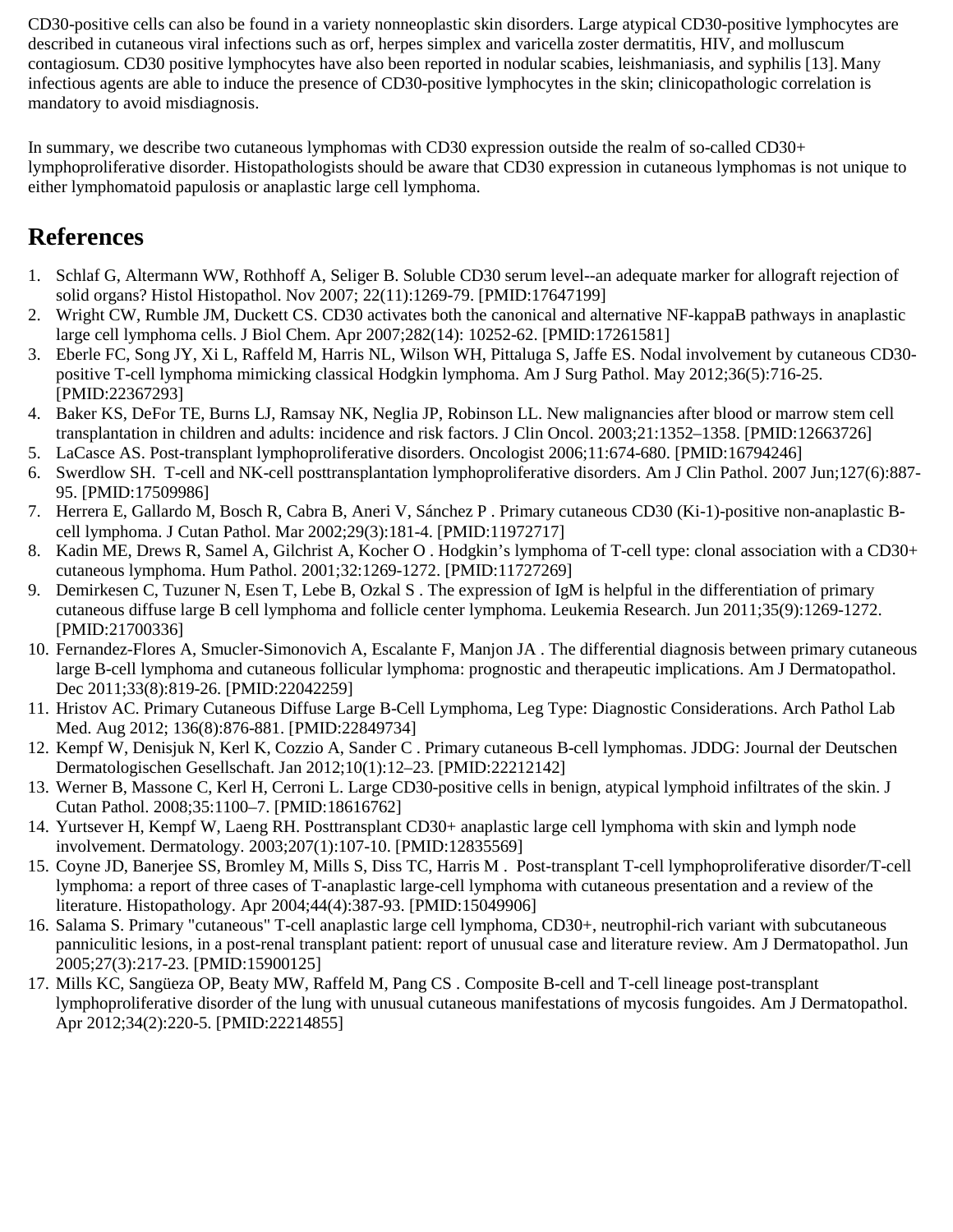CD30-positive cells can also be found in a variety nonneoplastic skin disorders. Large atypical CD30-positive lymphocytes are described in cutaneous viral infections such as orf, herpes simplex and varicella zoster dermatitis, HIV, and molluscum contagiosum. CD30 positive lymphocytes have also been reported in nodular scabies, leishmaniasis, and syphilis [13]. Many infectious agents are able to induce the presence of CD30-positive lymphocytes in the skin; clinicopathologic correlation is mandatory to avoid misdiagnosis.

In summary, we describe two cutaneous lymphomas with CD30 expression outside the realm of so-called CD30+ lymphoproliferative disorder. Histopathologists should be aware that CD30 expression in cutaneous lymphomas is not unique to either lymphomatoid papulosis or anaplastic large cell lymphoma.

## References

1. Schlaf G, Altermann WW, Rothhoff A, Seliger B. Soluble CD30 serum level--an adequate marker for allograft rejection of solid organs? Histol Histopathol. Nov 2007; 22(11):1269-79. [PMID:17647199]
2. Wright CW, Rumble JM, Duckett CS. CD30 activates both the canonical and alternative NF-kappaB pathways in anaplastic large cell lymphoma cells. J Biol Chem. Apr 2007;282(14): 10252-62. [PMID:17261581]
3. Eberle FC, Song JY, Xi L, Raffeld M, Harris NL, Wilson WH, Pittaluga S, Jaffe ES. Nodal involvement by cutaneous CD30-positive T-cell lymphoma mimicking classical Hodgkin lymphoma. Am J Surg Pathol. May 2012;36(5):716-25. [PMID:22367293]
4. Baker KS, DeFor TE, Burns LJ, Ramsay NK, Neglia JP, Robinson LL. New malignancies after blood or marrow stem cell transplantation in children and adults: incidence and risk factors. J Clin Oncol. 2003;21:1352–1358. [PMID:12663726]
5. LaCasce AS. Post-transplant lymphoproliferative disorders. Oncologist 2006;11:674-680. [PMID:16794246]
6. Swerdlow SH. T-cell and NK-cell posttransplantation lymphoproliferative disorders. Am J Clin Pathol. 2007 Jun;127(6):887-95. [PMID:17509986]
7. Herrera E, Gallardo M, Bosch R, Cabra B, Aneri V, Sánchez P . Primary cutaneous CD30 (Ki-1)-positive non-anaplastic B-cell lymphoma. J Cutan Pathol. Mar 2002;29(3):181-4. [PMID:11972717]
8. Kadin ME, Drews R, Samel A, Gilchrist A, Kocher O . Hodgkin's lymphoma of T-cell type: clonal association with a CD30+ cutaneous lymphoma. Hum Pathol. 2001;32:1269-1272. [PMID:11727269]
9. Demirkesen C, Tuzuner N, Esen T, Lebe B, Ozkal S . The expression of IgM is helpful in the differentiation of primary cutaneous diffuse large B cell lymphoma and follicle center lymphoma. Leukemia Research. Jun 2011;35(9):1269-1272. [PMID:21700336]
10. Fernandez-Flores A, Smucler-Simonovich A, Escalante F, Manjon JA . The differential diagnosis between primary cutaneous large B-cell lymphoma and cutaneous follicular lymphoma: prognostic and therapeutic implications. Am J Dermatopathol. Dec 2011;33(8):819-26. [PMID:22042259]
11. Hristov AC. Primary Cutaneous Diffuse Large B-Cell Lymphoma, Leg Type: Diagnostic Considerations. Arch Pathol Lab Med. Aug 2012; 136(8):876-881. [PMID:22849734]
12. Kempf W, Denisjuk N, Kerl K, Cozzio A, Sander C . Primary cutaneous B-cell lymphomas. JDDG: Journal der Deutschen Dermatologischen Gesellschaft. Jan 2012;10(1):12–23. [PMID:22212142]
13. Werner B, Massone C, Kerl H, Cerroni L. Large CD30-positive cells in benign, atypical lymphoid infiltrates of the skin. J Cutan Pathol. 2008;35:1100–7. [PMID:18616762]
14. Yurtsever H, Kempf W, Laeng RH. Posttransplant CD30+ anaplastic large cell lymphoma with skin and lymph node involvement. Dermatology. 2003;207(1):107-10. [PMID:12835569]
15. Coyne JD, Banerjee SS, Bromley M, Mills S, Diss TC, Harris M . Post-transplant T-cell lymphoproliferative disorder/T-cell lymphoma: a report of three cases of T-anaplastic large-cell lymphoma with cutaneous presentation and a review of the literature. Histopathology. Apr 2004;44(4):387-93. [PMID:15049906]
16. Salama S. Primary "cutaneous" T-cell anaplastic large cell lymphoma, CD30+, neutrophil-rich variant with subcutaneous panniculitic lesions, in a post-renal transplant patient: report of unusual case and literature review. Am J Dermatopathol. Jun 2005;27(3):217-23. [PMID:15900125]
17. Mills KC, Sangüeza OP, Beaty MW, Raffeld M, Pang CS . Composite B-cell and T-cell lineage post-transplant lymphoproliferative disorder of the lung with unusual cutaneous manifestations of mycosis fungoides. Am J Dermatopathol. Apr 2012;34(2):220-5. [PMID:22214855]